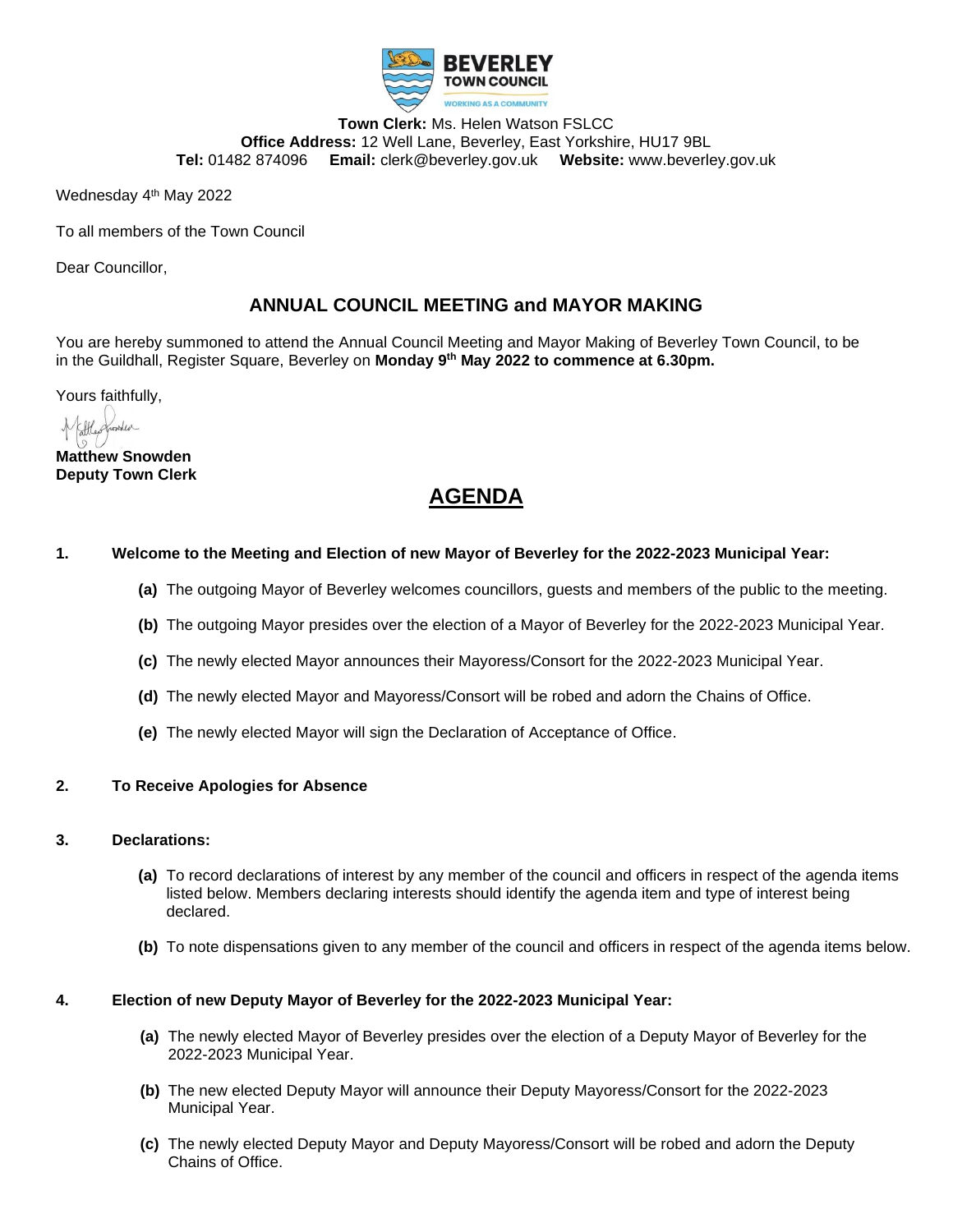**Town Clerk:** Ms. Helen Watson FSLCC
**Office Address:** 12 Well Lane, Beverley, East Yorkshire, HU17 9BL
**Tel:** 01482 874096 **Email:** clerk@beverley.gov.uk **Website:** www.beverley.gov.uk

Wednesday 4th May 2022

To all members of the Town Council

Dear Councillor,

## ANNUAL COUNCIL MEETING and MAYOR MAKING

You are hereby summoned to attend the Annual Council Meeting and Mayor Making of Beverley Town Council, to be in the Guildhall, Register Square, Beverley on **Monday 9th May 2022 to commence at 6.30pm.**

Yours faithfully,

**Matthew Snowden**
**Deputy Town Clerk**

# AGENDA

**1. Welcome to the Meeting and Election of new Mayor of Beverley for the 2022-2023 Municipal Year:**

- **(a)** The outgoing Mayor of Beverley welcomes councillors, guests and members of the public to the meeting.
- **(b)** The outgoing Mayor presides over the election of a Mayor of Beverley for the 2022-2023 Municipal Year.
- **(c)** The newly elected Mayor announces their Mayoress/Consort for the 2022-2023 Municipal Year.
- **(d)** The newly elected Mayor and Mayoress/Consort will be robed and adorn the Chains of Office.
- **(e)** The newly elected Mayor will sign the Declaration of Acceptance of Office.

**2. To Receive Apologies for Absence**

**3. Declarations:**

- **(a)** To record declarations of interest by any member of the council and officers in respect of the agenda items listed below. Members declaring interests should identify the agenda item and type of interest being declared.
- **(b)** To note dispensations given to any member of the council and officers in respect of the agenda items below.

**4. Election of new Deputy Mayor of Beverley for the 2022-2023 Municipal Year:**

- **(a)** The newly elected Mayor of Beverley presides over the election of a Deputy Mayor of Beverley for the 2022-2023 Municipal Year.
- **(b)** The new elected Deputy Mayor will announce their Deputy Mayoress/Consort for the 2022-2023 Municipal Year.
- **(c)** The newly elected Deputy Mayor and Deputy Mayoress/Consort will be robed and adorn the Deputy Chains of Office.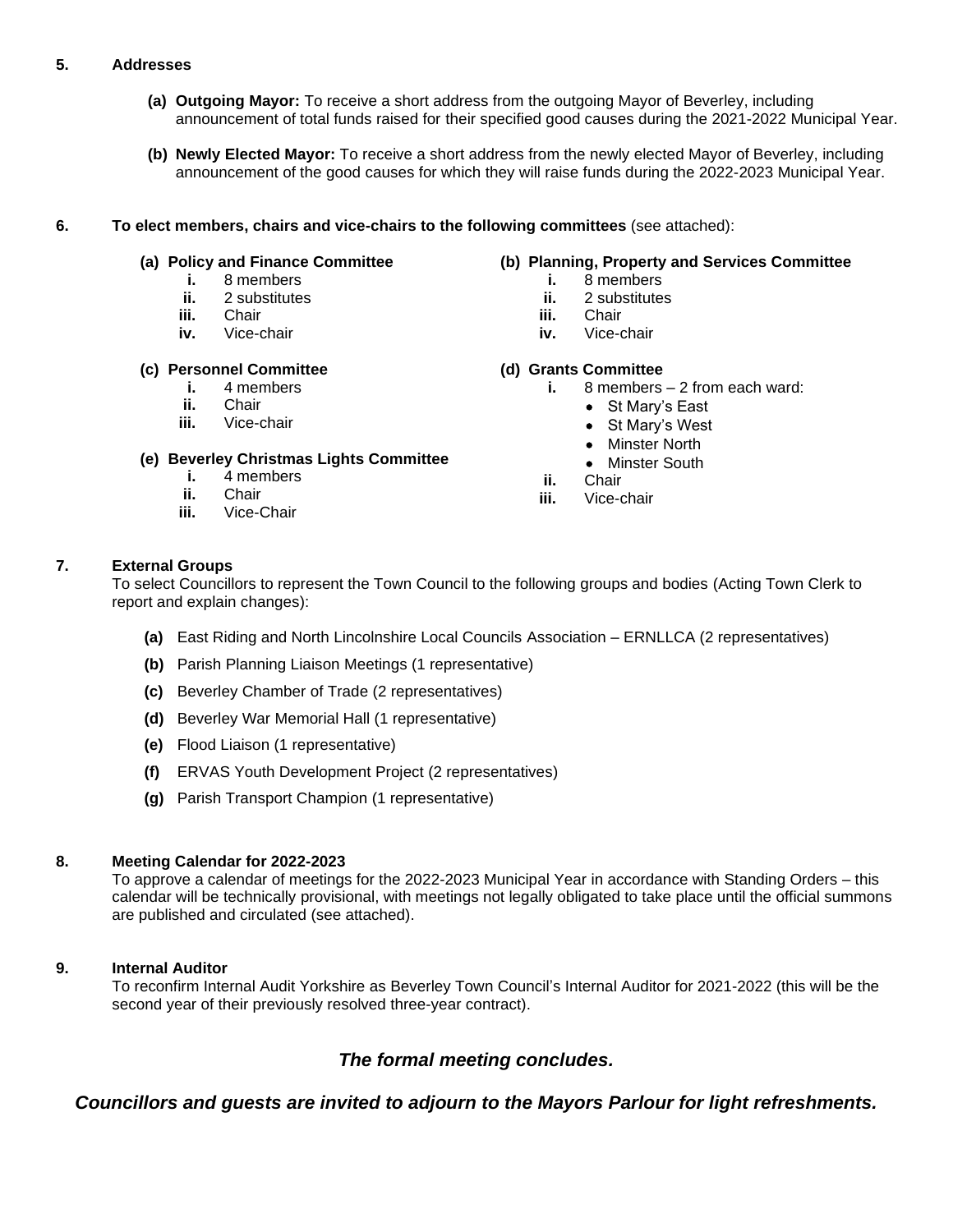**5. Addresses**

- **(a) Outgoing Mayor:** To receive a short address from the outgoing Mayor of Beverley, including announcement of total funds raised for their specified good causes during the 2021-2022 Municipal Year.
- **(b) Newly Elected Mayor:** To receive a short address from the newly elected Mayor of Beverley, including announcement of the good causes for which they will raise funds during the 2022-2023 Municipal Year.

**6. To elect members, chairs and vice-chairs to the following committees** (see attached):

**(a) Policy and Finance Committee**

- **i.** 8 members
- **ii.** 2 substitutes
- **iii.** Chair
- **iv.** Vice-chair

**(b) Planning, Property and Services Committee**

- **i.** 8 members
- **ii.** 2 substitutes
- **iii.** Chair
- **iv.** Vice-chair

**(c) Personnel Committee**

- **i.** 4 members
- **ii.** Chair
- **iii.** Vice-chair

**(d) Grants Committee**

- **i.** 8 members – 2 from each ward:
  - St Mary's East
  - St Mary's West
  - Minster North
  - Minster South
- **ii.** Chair
- **iii.** Vice-chair

**(e) Beverley Christmas Lights Committee**

- **i.** 4 members
- **ii.** Chair
- **iii.** Vice-Chair

**7. External Groups**

To select Councillors to represent the Town Council to the following groups and bodies (Acting Town Clerk to report and explain changes):

- **(a)** East Riding and North Lincolnshire Local Councils Association – ERNLLCA (2 representatives)
- **(b)** Parish Planning Liaison Meetings (1 representative)
- **(c)** Beverley Chamber of Trade (2 representatives)
- **(d)** Beverley War Memorial Hall (1 representative)
- **(e)** Flood Liaison (1 representative)
- **(f)** ERVAS Youth Development Project (2 representatives)
- **(g)** Parish Transport Champion (1 representative)

**8. Meeting Calendar for 2022-2023**

To approve a calendar of meetings for the 2022-2023 Municipal Year in accordance with Standing Orders – this calendar will be technically provisional, with meetings not legally obligated to take place until the official summons are published and circulated (see attached).

**9. Internal Auditor**

To reconfirm Internal Audit Yorkshire as Beverley Town Council's Internal Auditor for 2021-2022 (this will be the second year of their previously resolved three-year contract).

***The formal meeting concludes.***

***Councillors and guests are invited to adjourn to the Mayors Parlour for light refreshments.***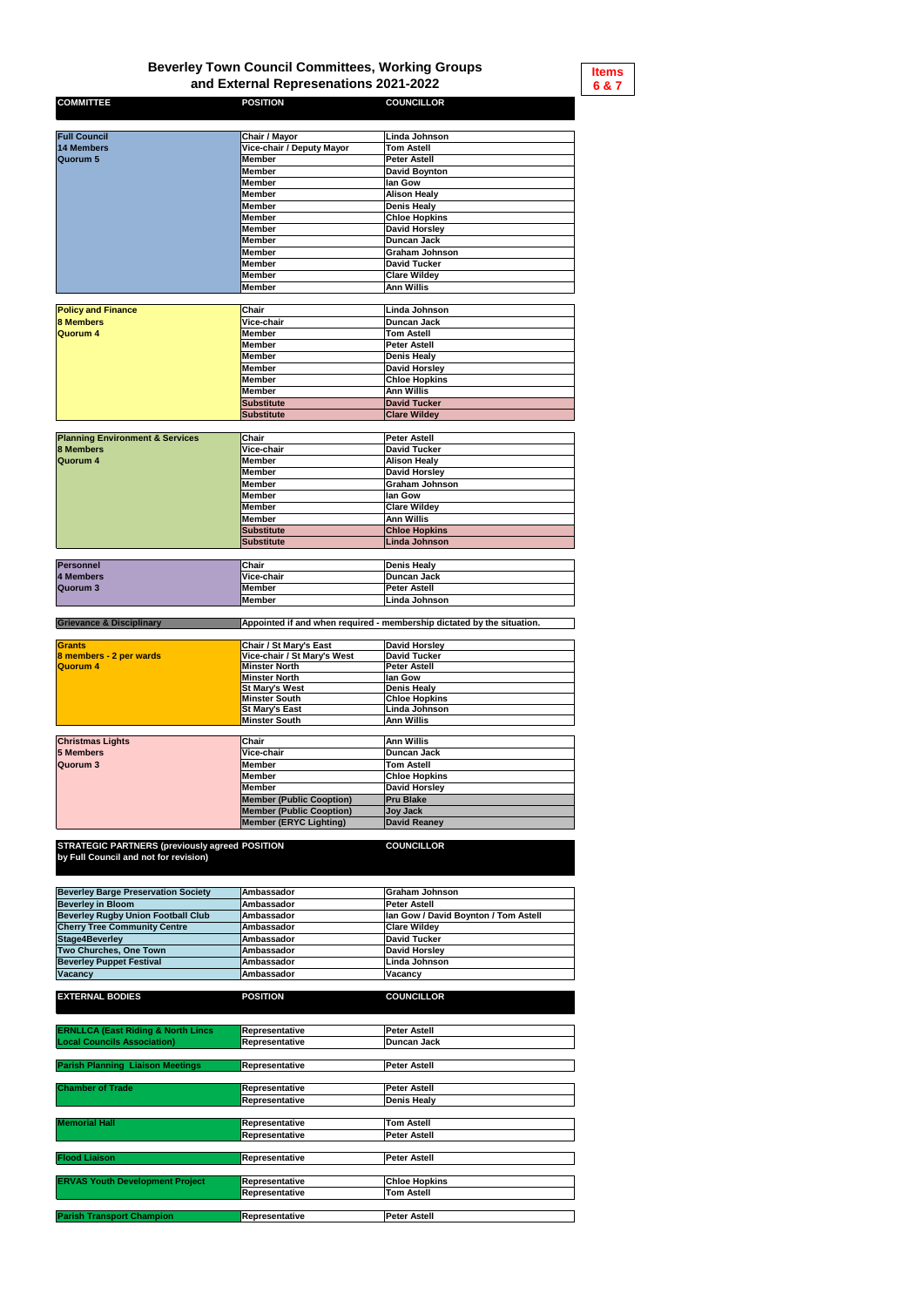# Beverley Town Council Committees, Working Groups and External Represenations 2021-2022

**Items 6 & 7**

| COMMITTEE | POSITION | COUNCILLOR |
|---|---|---|
| **Full Council** | Chair / Mayor | Linda Johnson |
| 14 Members | Vice-chair / Deputy Mayor | Tom Astell |
| Quorum 5 | Member | Peter Astell |
| | Member | David Boynton |
| | Member | Ian Gow |
| | Member | Alison Healy |
| | Member | Denis Healy |
| | Member | Chloe Hopkins |
| | Member | David Horsley |
| | Member | Duncan Jack |
| | Member | Graham Johnson |
| | Member | David Tucker |
| | Member | Clare Wildey |
| | Member | Ann Willis |
| **Policy and Finance** | Chair | Linda Johnson |
| 8 Members | Vice-chair | Duncan Jack |
| Quorum 4 | Member | Tom Astell |
| | Member | Peter Astell |
| | Member | Denis Healy |
| | Member | David Horsley |
| | Member | Chloe Hopkins |
| | Member | Ann Willis |
| | Substitute | David Tucker |
| | Substitute | Clare Wildey |
| **Planning Environment & Services** | Chair | Peter Astell |
| 8 Members | Vice-chair | David Tucker |
| Quorum 4 | Member | Alison Healy |
| | Member | David Horsley |
| | Member | Graham Johnson |
| | Member | Ian Gow |
| | Member | Clare Wildey |
| | Member | Ann Willis |
| | Substitute | Chloe Hopkins |
| | Substitute | Linda Johnson |
| **Personnel** | Chair | Denis Healy |
| 4 Members | Vice-chair | Duncan Jack |
| Quorum 3 | Member | Peter Astell |
| | Member | Linda Johnson |
| **Grievance & Disciplinary** | Appointed if and when required - membership dictated by the situation. | |
| **Grants** | Chair / St Mary's East | David Horsley |
| 8 members - 2 per wards | Vice-chair / St Mary's West | David Tucker |
| Quorum 4 | Minster North | Peter Astell |
| | Minster North | Ian Gow |
| | St Mary's West | Denis Healy |
| | Minster South | Chloe Hopkins |
| | St Mary's East | Linda Johnson |
| | Minster South | Ann Willis |
| **Christmas Lights** | Chair | Ann Willis |
| 5 Members | Vice-chair | Duncan Jack |
| Quorum 3 | Member | Tom Astell |
| | Member | Chloe Hopkins |
| | Member | David Horsley |
| | Member (Public Cooption) | Pru Blake |
| | Member (Public Cooption) | Joy Jack |
| | Member (ERYC Lighting) | David Reaney |

| STRATEGIC PARTNERS (previously agreed by Full Council and not for revision) | POSITION | COUNCILLOR |
|---|---|---|
| Beverley Barge Preservation Society | Ambassador | Graham Johnson |
| Beverley in Bloom | Ambassador | Peter Astell |
| Beverley Rugby Union Football Club | Ambassador | Ian Gow / David Boynton / Tom Astell |
| Cherry Tree Community Centre | Ambassador | Clare Wildey |
| Stage4Beverley | Ambassador | David Tucker |
| Two Churches, One Town | Ambassador | David Horsley |
| Beverley Puppet Festival | Ambassador | Linda Johnson |
| Vacancy | Ambassador | Vacancy |

| EXTERNAL BODIES | POSITION | COUNCILLOR |
|---|---|---|
| ERNLLCA (East Riding & North Lincs Local Councils Association) | Representative | Peter Astell |
| | Representative | Duncan Jack |
| Parish Planning Liaison Meetings | Representative | Peter Astell |
| Chamber of Trade | Representative | Peter Astell |
| | Representative | Denis Healy |
| Memorial Hall | Representative | Tom Astell |
| | Representative | Peter Astell |
| Flood Liaison | Representative | Peter Astell |
| ERVAS Youth Development Project | Representative | Chloe Hopkins |
| | Representative | Tom Astell |
| Parish Transport Champion | Representative | Peter Astell |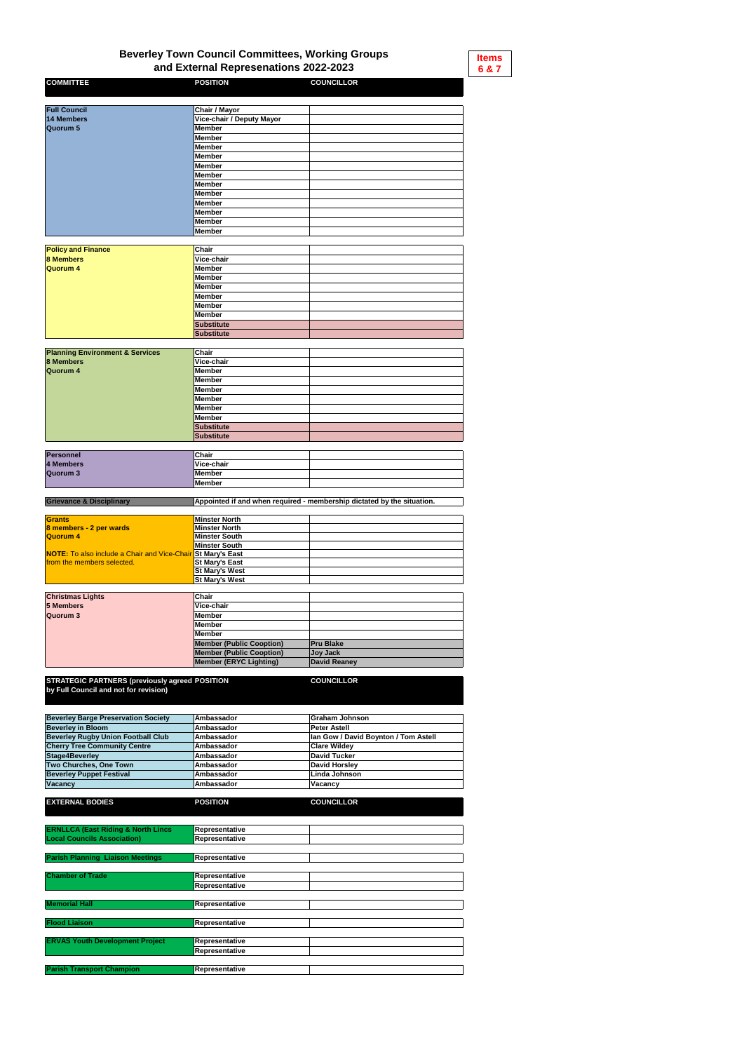# Beverley Town Council Committees, Working Groups and External Represenations 2022-2023

**Items 6 & 7**

| COMMITTEE | POSITION | COUNCILLOR |
|---|---|---|
| **Full Council** | Chair / Mayor | |
| 14 Members | Vice-chair / Deputy Mayor | |
| Quorum 5 | Member | |
| | Member | |
| | Member | |
| | Member | |
| | Member | |
| | Member | |
| | Member | |
| | Member | |
| | Member | |
| | Member | |
| | Member | |
| | Member | |
| **Policy and Finance** | Chair | |
| 8 Members | Vice-chair | |
| Quorum 4 | Member | |
| | Member | |
| | Member | |
| | Member | |
| | Member | |
| | Member | |
| | Substitute | |
| | Substitute | |
| **Planning Environment & Services** | Chair | |
| 8 Members | Vice-chair | |
| Quorum 4 | Member | |
| | Member | |
| | Member | |
| | Member | |
| | Member | |
| | Member | |
| | Substitute | |
| | Substitute | |
| **Personnel** | Chair | |
| 4 Members | Vice-chair | |
| Quorum 3 | Member | |
| | Member | |
| **Grievance & Disciplinary** | Appointed if and when required - membership dictated by the situation. | |
| **Grants** | Minster North | |
| 8 members - 2 per wards | Minster North | |
| Quorum 4 | Minster South | |
| | Minster South | |
| NOTE: To also include a Chair and Vice-Chair from the members selected. | St Mary's East | |
| | St Mary's East | |
| | St Mary's West | |
| | St Mary's West | |
| **Christmas Lights** | Chair | |
| 5 Members | Vice-chair | |
| Quorum 3 | Member | |
| | Member | |
| | Member | |
| | Member (Public Cooption) | Pru Blake |
| | Member (Public Cooption) | Joy Jack |
| | Member (ERYC Lighting) | David Reaney |

| STRATEGIC PARTNERS (previously agreed by Full Council and not for revision) | POSITION | COUNCILLOR |
|---|---|---|
| Beverley Barge Preservation Society | Ambassador | Graham Johnson |
| Beverley in Bloom | Ambassador | Peter Astell |
| Beverley Rugby Union Football Club | Ambassador | Ian Gow / David Boynton / Tom Astell |
| Cherry Tree Community Centre | Ambassador | Clare Wildey |
| Stage4Beverley | Ambassador | David Tucker |
| Two Churches, One Town | Ambassador | David Horsley |
| Beverley Puppet Festival | Ambassador | Linda Johnson |
| Vacancy | Ambassador | Vacancy |

| EXTERNAL BODIES | POSITION | COUNCILLOR |
|---|---|---|
| ERNLLCA (East Riding & North Lincs Local Councils Association) | Representative | |
| | Representative | |
| Parish Planning Liaison Meetings | Representative | |
| Chamber of Trade | Representative | |
| | Representative | |
| Memorial Hall | Representative | |
| Flood Liaison | Representative | |
| ERVAS Youth Development Project | Representative | |
| | Representative | |
| Parish Transport Champion | Representative | |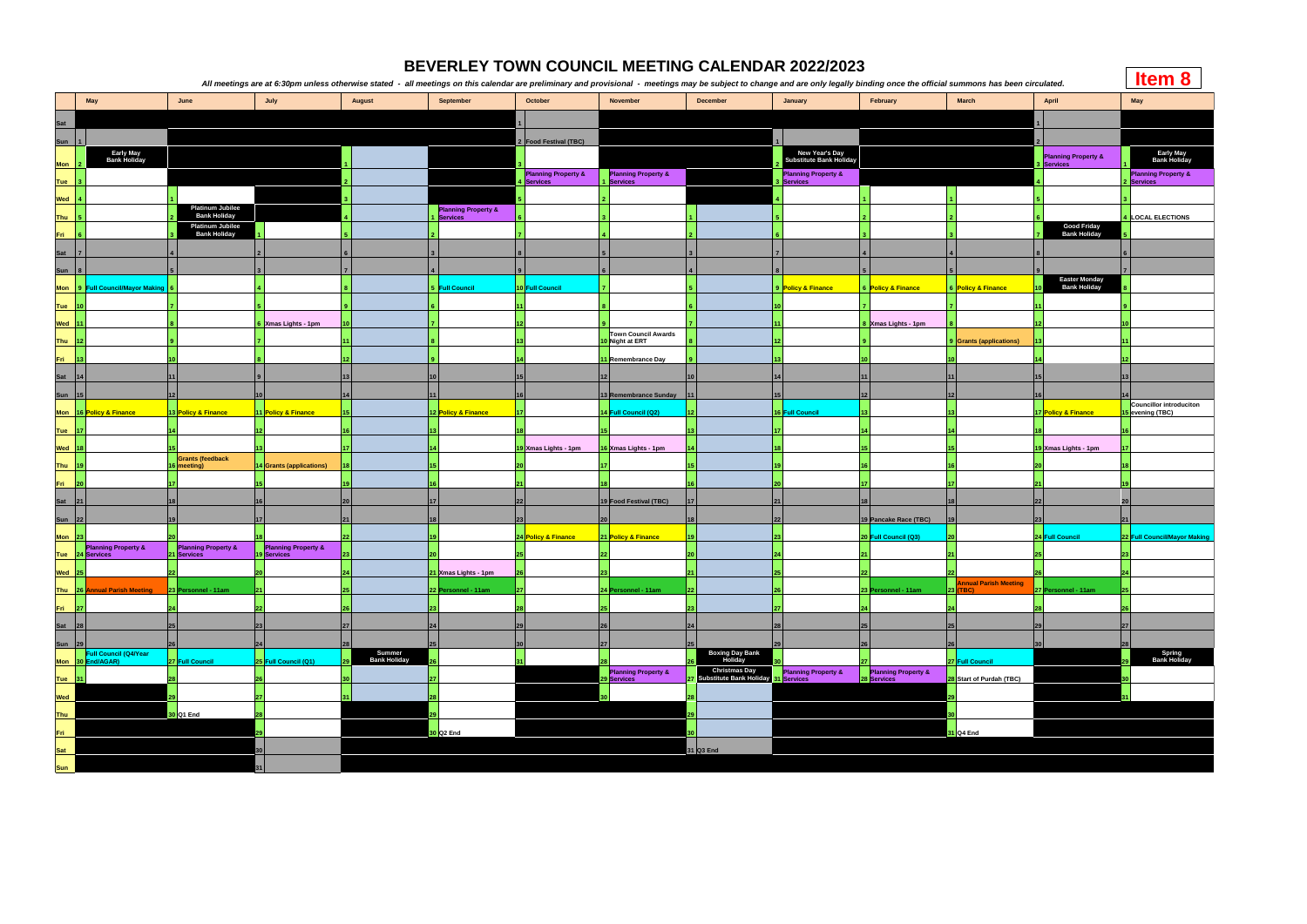# BEVERLEY TOWN COUNCIL MEETING CALENDAR 2022/2023

*All meetings are at 6:30pm unless otherwise stated - all meetings on this calendar are preliminary and provisional - meetings may be subject to change and are only legally binding once the official summons has been circulated.*

**Item 8**

| | May | June | July | August | September | October | November | December | January | February | March | April | May |
|---|---|---|---|---|---|---|---|---|---|---|---|---|---|
| Sat | | | | | | 1 | | | | | | 1 | |
| Sun | 1 | | | | | 2 Food Festival (TBC) | | | 1 | | | 2 | |
| Mon | 2 Early May Bank Holiday | | | 1 | | 3 | | | 2 New Year's Day Substitute Bank Holiday | | | 3 Planning Property & Services | 1 Early May Bank Holiday |
| Tue | 3 | | | 2 | | 4 Planning Property & Services | 1 Planning Property & Services | | 3 Planning Property & Services | | | 4 | 2 Planning Property & Services |
| Wed | 4 | 1 | | 3 | | 5 | 2 | | 4 | 1 | 1 | 5 | 3 |
| Thu | 5 | 2 Platinum Jubilee Bank Holiday | | 4 | 1 Planning Property & Services | 6 | 3 | 1 | 5 | 2 | 2 | 6 | 4 LOCAL ELECTIONS |
| Fri | 6 | 3 Platinum Jubilee Bank Holiday | 1 | 5 | 2 | 7 | 4 | 2 | 6 | 3 | 3 | 7 Good Friday Bank Holiday | 5 |
| Sat | 7 | 4 | 2 | 6 | 3 | 8 | 5 | 3 | 7 | 4 | 4 | 8 | 6 |
| Sun | 8 | 5 | 3 | 7 | 4 | 9 | 6 | 4 | 8 | 5 | 5 | 9 | 7 |
| Mon | 9 Full Council/Mayor Making | 6 | 4 | 8 | 5 Full Council | 10 Full Council | 7 | 5 | 9 Policy & Finance | 6 Policy & Finance | 6 Policy & Finance | 10 Easter Monday Bank Holiday | 8 |
| Tue | 10 | 7 | 5 | 9 | 6 | 11 | 8 | 6 | 10 | 7 | 7 | 11 | 9 |
| Wed | 11 | 8 | 6 Xmas Lights - 1pm | 10 | 7 | 12 | 9 | 7 | 11 | 8 Xmas Lights - 1pm | 8 | 12 | 10 |
| Thu | 12 | 9 | 7 | 11 | 8 | 13 | 10 Town Council Awards Night at ERT | 8 | 12 | 9 | 9 Grants (applications) | 13 | 11 |
| Fri | 13 | 10 | 8 | 12 | 9 | 14 | 11 Remembrance Day | 9 | 13 | 10 | 10 | 14 | 12 |
| Sat | 14 | 11 | 9 | 13 | 10 | 15 | 12 | 10 | 14 | 11 | 11 | 15 | 13 |
| Sun | 15 | 12 | 10 | 14 | 11 | 16 | 13 Remembrance Sunday | 11 | 15 | 12 | 12 | 16 | 14 |
| Mon | 16 Policy & Finance | 13 Policy & Finance | 11 Policy & Finance | 15 | 12 Policy & Finance | 17 | 14 Full Council (Q2) | 12 | 16 Full Council | 13 | 13 | 17 Policy & Finance | 15 Councillor introduciton evening (TBC) |
| Tue | 17 | 14 | 12 | 16 | 13 | 18 | 15 | 13 | 17 | 14 | 14 | 18 | 16 |
| Wed | 18 | 15 | 13 | 17 | 14 | 19 Xmas Lights - 1pm | 16 Xmas Lights - 1pm | 14 | 18 | 15 | 15 | 19 Xmas Lights - 1pm | 17 |
| Thu | 19 | 16 Grants (feedback meeting) | 14 Grants (applications) | 18 | 15 | 20 | 17 | 15 | 19 | 16 | 16 | 20 | 18 |
| Fri | 20 | 17 | 15 | 19 | 16 | 21 | 18 | 16 | 20 | 17 | 17 | 21 | 19 |
| Sat | 21 | 18 | 16 | 20 | 17 | 22 | 19 Food Festival (TBC) | 17 | 21 | 18 | 18 | 22 | 20 |
| Sun | 22 | 19 | 17 | 21 | 18 | 23 | 20 | 18 | 22 | 19 Pancake Race (TBC) | 19 | 23 | 21 |
| Mon | 23 | 20 | 18 | 22 | 19 | 24 Policy & Finance | 21 Policy & Finance | 19 | 23 | 20 Full Council (Q3) | 20 | 24 Full Council | 22 Full Council/Mayor Making |
| Tue | 24 Planning Property & Services | 21 Planning Property & Services | 19 Planning Property & Services | 23 | 20 | 25 | 22 | 20 | 24 | 21 | 21 | 25 | 23 |
| Wed | 25 | 22 | 20 | 24 | 21 Xmas Lights - 1pm | 26 | 23 | 21 | 25 | 22 | 22 | 26 | 24 |
| Thu | 26 Annual Parish Meeting | 23 Personnel - 11am | 21 | 25 | 22 Personnel - 11am | 27 | 24 Personnel - 11am | 22 | 26 | 23 Personnel - 11am | 23 Annual Parish Meeting (TBC) | 27 Personnel - 11am | 25 |
| Fri | 27 | 24 | 22 | 26 | 23 | 28 | 25 | 23 | 27 | 24 | 24 | 28 | 26 |
| Sat | 28 | 25 | 23 | 27 | 24 | 29 | 26 | 24 | 28 | 25 | 25 | 29 | 27 |
| Sun | 29 | 26 | 24 | 28 | 25 | 30 | 27 | 25 | 29 | 26 | 26 | 30 | 28 |
| Mon | 30 Full Council (Q4/Year End/AGAR) | 27 Full Council | 25 Full Council (Q1) | 29 Summer Bank Holiday | 26 | 31 | 28 | 26 Boxing Day Bank Holiday | 30 | 27 | 27 Full Council | | 29 Spring Bank Holiday |
| Tue | 31 | 28 | 26 | 30 | 27 | | 29 Planning Property & Services | 27 Christmas Day Substitute Bank Holiday | 31 Planning Property & Services | 28 Planning Property & Services | 28 Start of Purdah (TBC) | | 30 |
| Wed | | 29 | 27 | 31 | 28 | | 30 | 28 | | | 29 | | 31 |
| Thu | | 30 Q1 End | 28 | | 29 | | | 29 | | | 30 | | |
| Fri | | | 29 | | 30 Q2 End | | | 30 | | | 31 Q4 End | | |
| Sat | | | 30 | | | | | 31 Q3 End | | | | | |
| Sun | | | 31 | | | | | | | | | | |